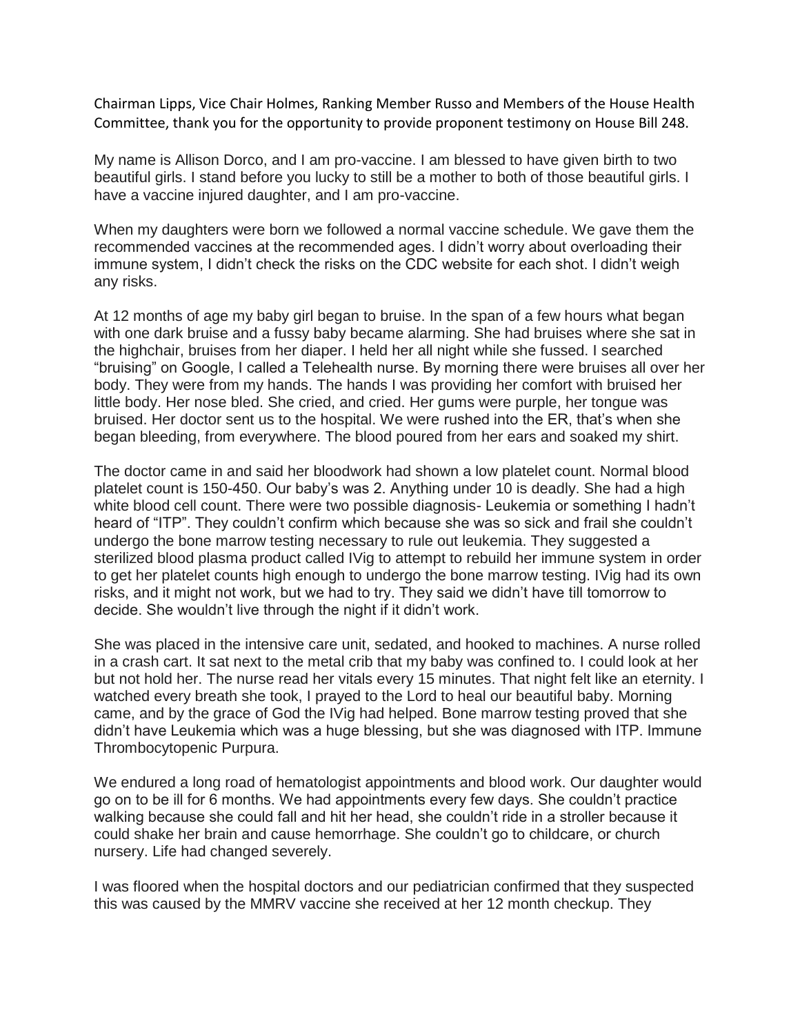Chairman Lipps, Vice Chair Holmes, Ranking Member Russo and Members of the House Health Committee, thank you for the opportunity to provide proponent testimony on House Bill 248.

My name is Allison Dorco, and I am pro-vaccine. I am blessed to have given birth to two beautiful girls. I stand before you lucky to still be a mother to both of those beautiful girls. I have a vaccine injured daughter, and I am pro-vaccine.

When my daughters were born we followed a normal vaccine schedule. We gave them the recommended vaccines at the recommended ages. I didn't worry about overloading their immune system, I didn't check the risks on the CDC website for each shot. I didn't weigh any risks.

At 12 months of age my baby girl began to bruise. In the span of a few hours what began with one dark bruise and a fussy baby became alarming. She had bruises where she sat in the highchair, bruises from her diaper. I held her all night while she fussed. I searched "bruising" on Google, I called a Telehealth nurse. By morning there were bruises all over her body. They were from my hands. The hands I was providing her comfort with bruised her little body. Her nose bled. She cried, and cried. Her gums were purple, her tongue was bruised. Her doctor sent us to the hospital. We were rushed into the ER, that's when she began bleeding, from everywhere. The blood poured from her ears and soaked my shirt.

The doctor came in and said her bloodwork had shown a low platelet count. Normal blood platelet count is 150-450. Our baby's was 2. Anything under 10 is deadly. She had a high white blood cell count. There were two possible diagnosis- Leukemia or something I hadn't heard of "ITP". They couldn't confirm which because she was so sick and frail she couldn't undergo the bone marrow testing necessary to rule out leukemia. They suggested a sterilized blood plasma product called IVig to attempt to rebuild her immune system in order to get her platelet counts high enough to undergo the bone marrow testing. IVig had its own risks, and it might not work, but we had to try. They said we didn't have till tomorrow to decide. She wouldn't live through the night if it didn't work.

She was placed in the intensive care unit, sedated, and hooked to machines. A nurse rolled in a crash cart. It sat next to the metal crib that my baby was confined to. I could look at her but not hold her. The nurse read her vitals every 15 minutes. That night felt like an eternity. I watched every breath she took, I prayed to the Lord to heal our beautiful baby. Morning came, and by the grace of God the IVig had helped. Bone marrow testing proved that she didn't have Leukemia which was a huge blessing, but she was diagnosed with ITP. Immune Thrombocytopenic Purpura.

We endured a long road of hematologist appointments and blood work. Our daughter would go on to be ill for 6 months. We had appointments every few days. She couldn't practice walking because she could fall and hit her head, she couldn't ride in a stroller because it could shake her brain and cause hemorrhage. She couldn't go to childcare, or church nursery. Life had changed severely.

I was floored when the hospital doctors and our pediatrician confirmed that they suspected this was caused by the MMRV vaccine she received at her 12 month checkup. They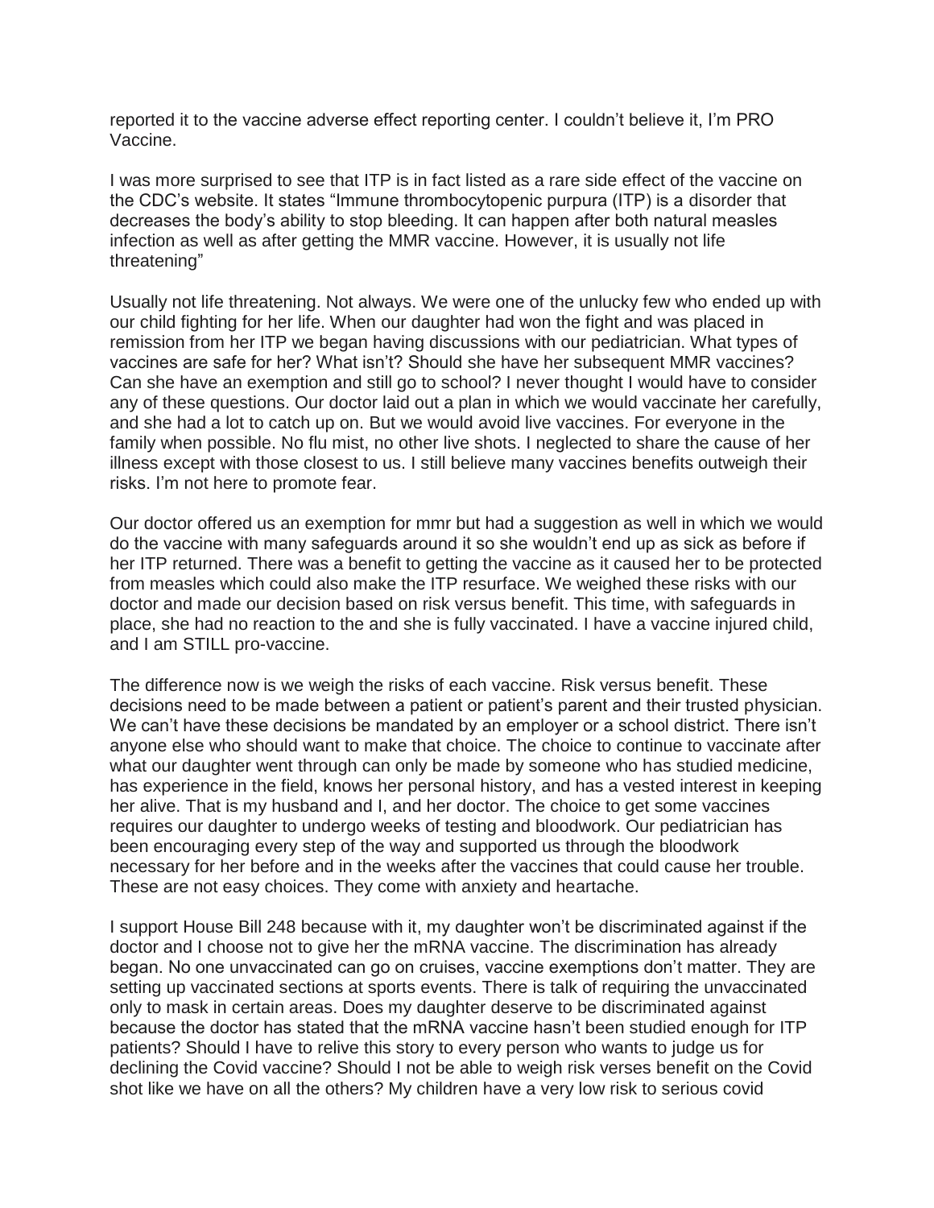reported it to the vaccine adverse effect reporting center. I couldn't believe it, I'm PRO Vaccine.

I was more surprised to see that ITP is in fact listed as a rare side effect of the vaccine on the CDC's website. It states "Immune thrombocytopenic purpura (ITP) is a disorder that decreases the body's ability to stop bleeding. It can happen after both natural measles infection as well as after getting the MMR vaccine. However, it is usually not life threatening"

Usually not life threatening. Not always. We were one of the unlucky few who ended up with our child fighting for her life. When our daughter had won the fight and was placed in remission from her ITP we began having discussions with our pediatrician. What types of vaccines are safe for her? What isn't? Should she have her subsequent MMR vaccines? Can she have an exemption and still go to school? I never thought I would have to consider any of these questions. Our doctor laid out a plan in which we would vaccinate her carefully, and she had a lot to catch up on. But we would avoid live vaccines. For everyone in the family when possible. No flu mist, no other live shots. I neglected to share the cause of her illness except with those closest to us. I still believe many vaccines benefits outweigh their risks. I'm not here to promote fear.

Our doctor offered us an exemption for mmr but had a suggestion as well in which we would do the vaccine with many safeguards around it so she wouldn't end up as sick as before if her ITP returned. There was a benefit to getting the vaccine as it caused her to be protected from measles which could also make the ITP resurface. We weighed these risks with our doctor and made our decision based on risk versus benefit. This time, with safeguards in place, she had no reaction to the and she is fully vaccinated. I have a vaccine injured child, and I am STILL pro-vaccine.

The difference now is we weigh the risks of each vaccine. Risk versus benefit. These decisions need to be made between a patient or patient's parent and their trusted physician. We can't have these decisions be mandated by an employer or a school district. There isn't anyone else who should want to make that choice. The choice to continue to vaccinate after what our daughter went through can only be made by someone who has studied medicine, has experience in the field, knows her personal history, and has a vested interest in keeping her alive. That is my husband and I, and her doctor. The choice to get some vaccines requires our daughter to undergo weeks of testing and bloodwork. Our pediatrician has been encouraging every step of the way and supported us through the bloodwork necessary for her before and in the weeks after the vaccines that could cause her trouble. These are not easy choices. They come with anxiety and heartache.

I support House Bill 248 because with it, my daughter won't be discriminated against if the doctor and I choose not to give her the mRNA vaccine. The discrimination has already began. No one unvaccinated can go on cruises, vaccine exemptions don't matter. They are setting up vaccinated sections at sports events. There is talk of requiring the unvaccinated only to mask in certain areas. Does my daughter deserve to be discriminated against because the doctor has stated that the mRNA vaccine hasn't been studied enough for ITP patients? Should I have to relive this story to every person who wants to judge us for declining the Covid vaccine? Should I not be able to weigh risk verses benefit on the Covid shot like we have on all the others? My children have a very low risk to serious covid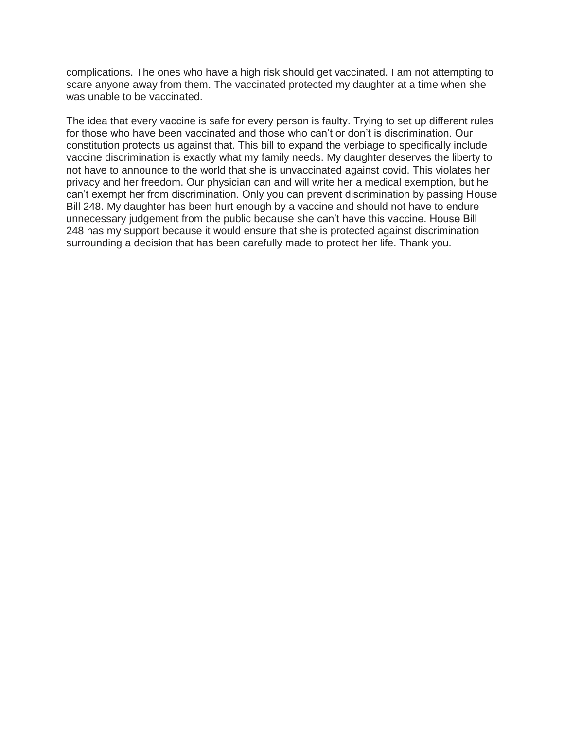complications. The ones who have a high risk should get vaccinated. I am not attempting to scare anyone away from them. The vaccinated protected my daughter at a time when she was unable to be vaccinated.

The idea that every vaccine is safe for every person is faulty. Trying to set up different rules for those who have been vaccinated and those who can't or don't is discrimination. Our constitution protects us against that. This bill to expand the verbiage to specifically include vaccine discrimination is exactly what my family needs. My daughter deserves the liberty to not have to announce to the world that she is unvaccinated against covid. This violates her privacy and her freedom. Our physician can and will write her a medical exemption, but he can't exempt her from discrimination. Only you can prevent discrimination by passing House Bill 248. My daughter has been hurt enough by a vaccine and should not have to endure unnecessary judgement from the public because she can't have this vaccine. House Bill 248 has my support because it would ensure that she is protected against discrimination surrounding a decision that has been carefully made to protect her life. Thank you.